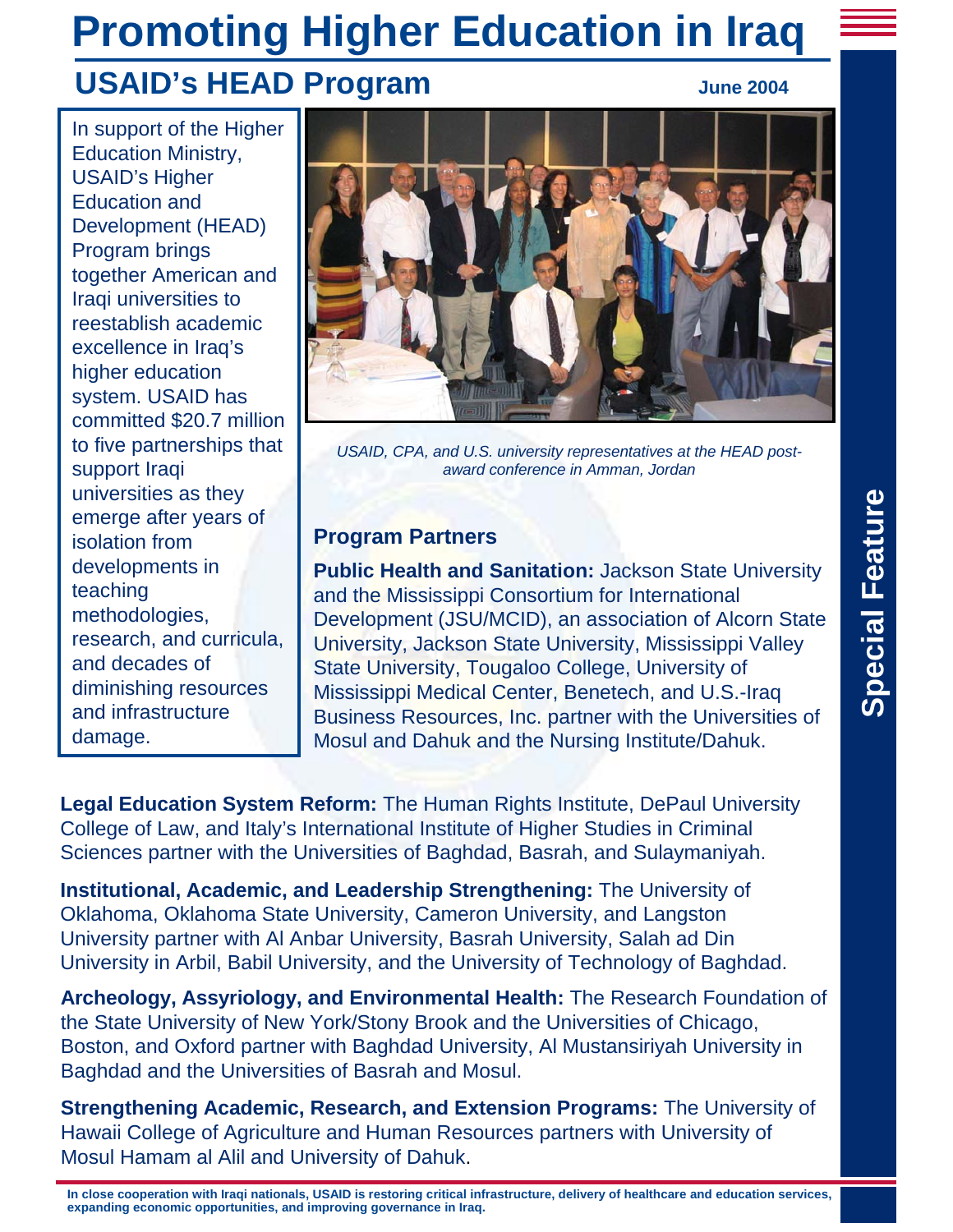# Promoting Higher Education in Iraq

## USAID's HEAD Program

June 2004

In support of the Higher Education Ministry, USAID's Higher Education and Development (HEAD) Program brings together American and Iraqi universities to reestablish academic excellence in Iraq's higher education system. USAID has committed $20.7 million to five partnerships that support Iraqi universities as they emerge after years of isolation from developments in teaching methodologies, research, and curricula, and decades of diminishing resources and infrastructure damage.

*USAID, CPA, and U.S. university representatives at the HEAD post-award conference in Amman, Jordan*

### Program Partners

**Public Health and Sanitation:** Jackson State University and the Mississippi Consortium for International Development (JSU/MCID), an association of Alcorn State University, Jackson State University, Mississippi Valley State University, Tougaloo College, University of Mississippi Medical Center, Benetech, and U.S.-Iraq Business Resources, Inc. partner with the Universities of Mosul and Dahuk and the Nursing Institute/Dahuk.

**Legal Education System Reform:** The Human Rights Institute, DePaul University College of Law, and Italy's International Institute of Higher Studies in Criminal Sciences partner with the Universities of Baghdad, Basrah, and Sulaymaniyah.

**Institutional, Academic, and Leadership Strengthening:** The University of Oklahoma, Oklahoma State University, Cameron University, and Langston University partner with Al Anbar University, Basrah University, Salah ad Din University in Arbil, Babil University, and the University of Technology of Baghdad.

**Archeology, Assyriology, and Environmental Health:** The Research Foundation of the State University of New York/Stony Brook and the Universities of Chicago, Boston, and Oxford partner with Baghdad University, Al Mustansiriyah University in Baghdad and the Universities of Basrah and Mosul.

**Strengthening Academic, Research, and Extension Programs:** The University of Hawaii College of Agriculture and Human Resources partners with University of Mosul Hamam al Alil and University of Dahuk.

Special Feature

**In close cooperation with Iraqi nationals, USAID is restoring critical infrastructure, delivery of healthcare and education services, expanding economic opportunities, and improving governance in Iraq.**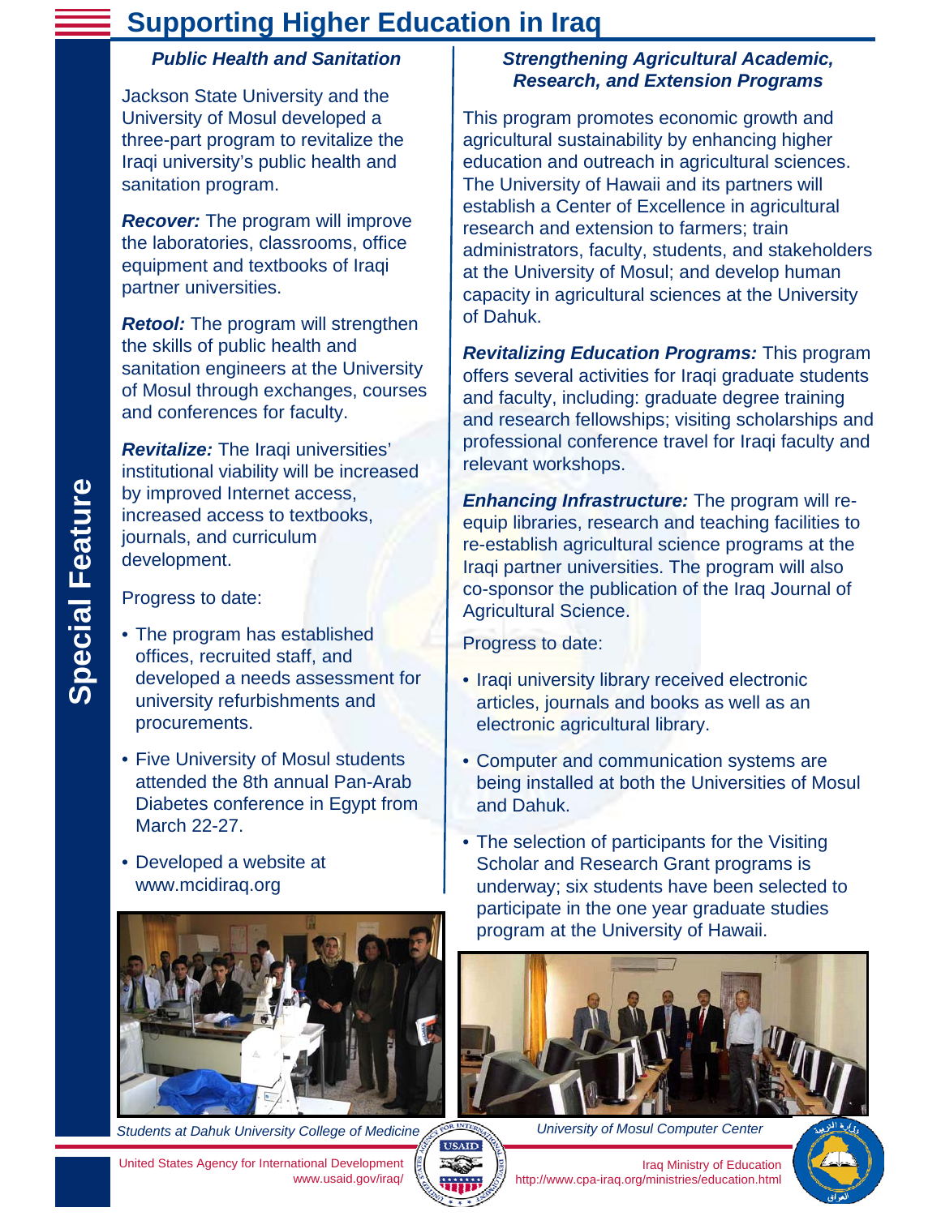# Supporting Higher Education in Iraq

### *Public Health and Sanitation*

Jackson State University and the University of Mosul developed a three-part program to revitalize the Iraqi university's public health and sanitation program.

***Recover:*** The program will improve the laboratories, classrooms, office equipment and textbooks of Iraqi partner universities.

***Retool:*** The program will strengthen the skills of public health and sanitation engineers at the University of Mosul through exchanges, courses and conferences for faculty.

***Revitalize:*** The Iraqi universities' institutional viability will be increased by improved Internet access, increased access to textbooks, journals, and curriculum development.

Progress to date:

- The program has established offices, recruited staff, and developed a needs assessment for university refurbishments and procurements.
- Five University of Mosul students attended the 8th annual Pan-Arab Diabetes conference in Egypt from March 22-27.
- Developed a website at www.mcidiraq.org

*Students at Dahuk University College of Medicine*

### *Strengthening Agricultural Academic, Research, and Extension Programs*

This program promotes economic growth and agricultural sustainability by enhancing higher education and outreach in agricultural sciences. The University of Hawaii and its partners will establish a Center of Excellence in agricultural research and extension to farmers; train administrators, faculty, students, and stakeholders at the University of Mosul; and develop human capacity in agricultural sciences at the University of Dahuk.

***Revitalizing Education Programs:*** This program offers several activities for Iraqi graduate students and faculty, including: graduate degree training and research fellowships; visiting scholarships and professional conference travel for Iraqi faculty and relevant workshops.

***Enhancing Infrastructure:*** The program will re-equip libraries, research and teaching facilities to re-establish agricultural science programs at the Iraqi partner universities. The program will also co-sponsor the publication of the Iraq Journal of Agricultural Science.

Progress to date:

- Iraqi university library received electronic articles, journals and books as well as an electronic agricultural library.
- Computer and communication systems are being installed at both the Universities of Mosul and Dahuk.
- The selection of participants for the Visiting Scholar and Research Grant programs is underway; six students have been selected to participate in the one year graduate studies program at the University of Hawaii.

*University of Mosul Computer Center*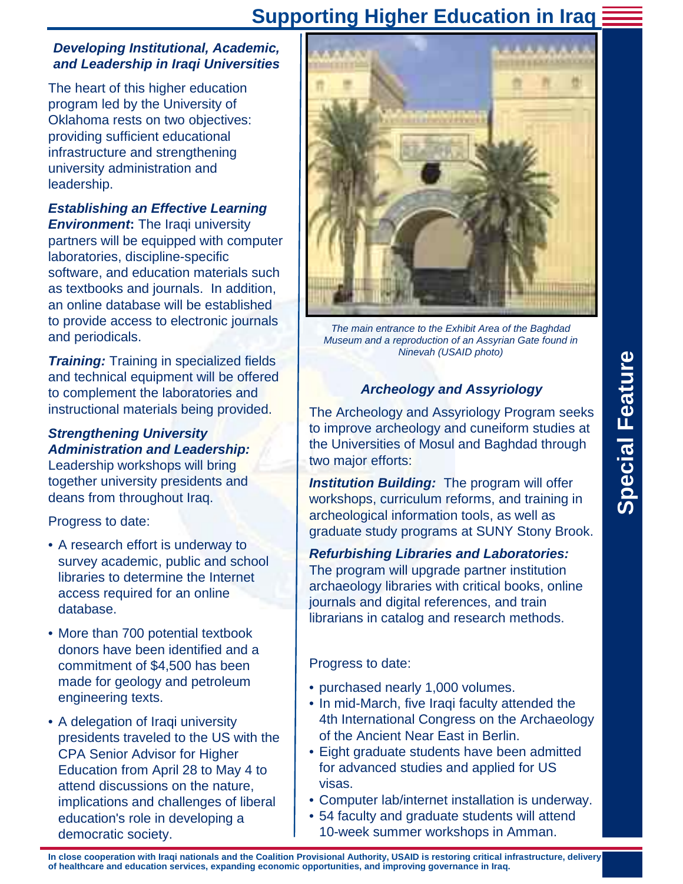# Supporting Higher Education in Iraq

### *Developing Institutional, Academic, and Leadership in Iraqi Universities*

The heart of this higher education program led by the University of Oklahoma rests on two objectives: providing sufficient educational infrastructure and strengthening university administration and leadership.

***Establishing an Effective Learning Environment*:** The Iraqi university partners will be equipped with computer laboratories, discipline-specific software, and education materials such as textbooks and journals. In addition, an online database will be established to provide access to electronic journals and periodicals.

***Training:*** Training in specialized fields and technical equipment will be offered to complement the laboratories and instructional materials being provided.

***Strengthening University Administration and Leadership:*** Leadership workshops will bring together university presidents and deans from throughout Iraq.

Progress to date:

- A research effort is underway to survey academic, public and school libraries to determine the Internet access required for an online database.
- More than 700 potential textbook donors have been identified and a commitment of $4,500 has been made for geology and petroleum engineering texts.
- A delegation of Iraqi university presidents traveled to the US with the CPA Senior Advisor for Higher Education from April 28 to May 4 to attend discussions on the nature, implications and challenges of liberal education's role in developing a democratic society.

*The main entrance to the Exhibit Area of the Baghdad Museum and a reproduction of an Assyrian Gate found in Ninevah (USAID photo)*

### *Archeology and Assyriology*

The Archeology and Assyriology Program seeks to improve archeology and cuneiform studies at the Universities of Mosul and Baghdad through two major efforts:

***Institution Building:*** The program will offer workshops, curriculum reforms, and training in archeological information tools, as well as graduate study programs at SUNY Stony Brook.

***Refurbishing Libraries and Laboratories:*** The program will upgrade partner institution archaeology libraries with critical books, online journals and digital references, and train librarians in catalog and research methods.

Progress to date:

- purchased nearly 1,000 volumes.
- In mid-March, five Iraqi faculty attended the 4th International Congress on the Archaeology of the Ancient Near East in Berlin.
- Eight graduate students have been admitted for advanced studies and applied for US visas.
- Computer lab/internet installation is underway.
- 54 faculty and graduate students will attend 10-week summer workshops in Amman.

Special Feature

**In close cooperation with Iraqi nationals and the Coalition Provisional Authority, USAID is restoring critical infrastructure, delivery of healthcare and education services, expanding economic opportunities, and improving governance in Iraq.**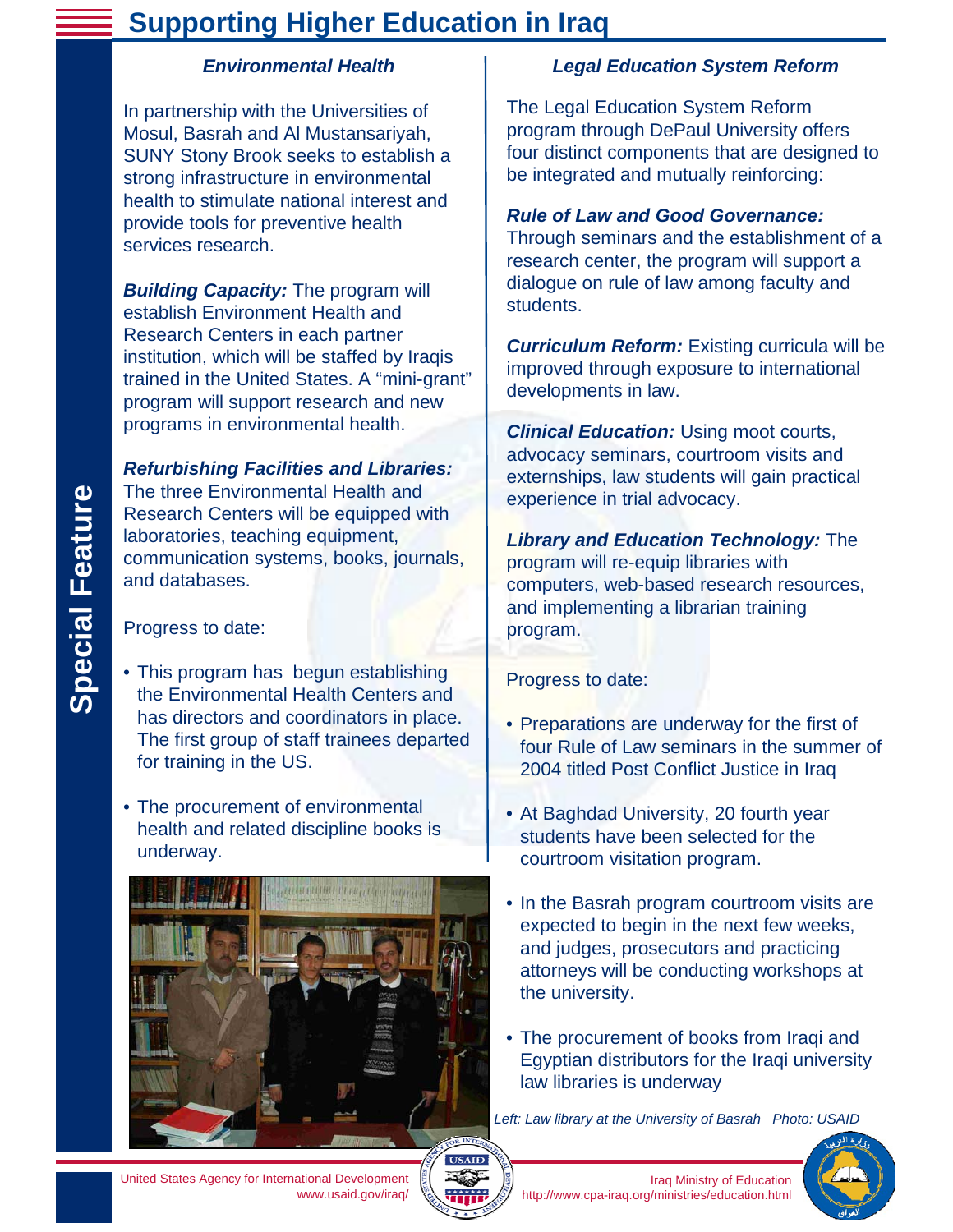# Supporting Higher Education in Iraq

Special Feature

### *Environmental Health*

In partnership with the Universities of Mosul, Basrah and Al Mustansariyah, SUNY Stony Brook seeks to establish a strong infrastructure in environmental health to stimulate national interest and provide tools for preventive health services research.

***Building Capacity:*** The program will establish Environment Health and Research Centers in each partner institution, which will be staffed by Iraqis trained in the United States. A “mini-grant” program will support research and new programs in environmental health.

***Refurbishing Facilities and Libraries:*** The three Environmental Health and Research Centers will be equipped with laboratories, teaching equipment, communication systems, books, journals, and databases.

Progress to date:

- This program has begun establishing the Environmental Health Centers and has directors and coordinators in place. The first group of staff trainees departed for training in the US.
- The procurement of environmental health and related discipline books is underway.

### *Legal Education System Reform*

The Legal Education System Reform program through DePaul University offers four distinct components that are designed to be integrated and mutually reinforcing:

***Rule of Law and Good Governance:*** Through seminars and the establishment of a research center, the program will support a dialogue on rule of law among faculty and students.

***Curriculum Reform:*** Existing curricula will be improved through exposure to international developments in law.

***Clinical Education:*** Using moot courts, advocacy seminars, courtroom visits and externships, law students will gain practical experience in trial advocacy.

***Library and Education Technology:*** The program will re-equip libraries with computers, web-based research resources, and implementing a librarian training program.

Progress to date:

- Preparations are underway for the first of four Rule of Law seminars in the summer of 2004 titled Post Conflict Justice in Iraq
- At Baghdad University, 20 fourth year students have been selected for the courtroom visitation program.
- In the Basrah program courtroom visits are expected to begin in the next few weeks, and judges, prosecutors and practicing attorneys will be conducting workshops at the university.
- The procurement of books from Iraqi and Egyptian distributors for the Iraqi university law libraries is underway

*Left: Law library at the University of Basrah Photo: USAID*

United States Agency for International Development
www.usaid.gov/iraq/

Iraq Ministry of Education
http://www.cpa-iraq.org/ministries/education.html